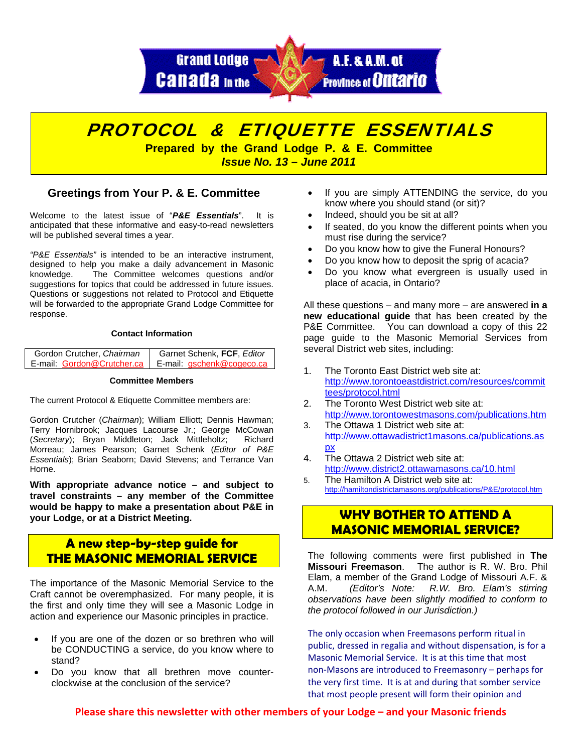Grand Lodge A.F. & A.M. of Canada in the Province of Ontario

# PROTOCOL & ETIQUETTE ESSENTIALS

**Prepared by the Grand Lodge P. & E. Committee**

***Issue No. 13 – June 2011***

## Greetings from Your P. & E. Committee

Welcome to the latest issue of "***P&E Essentials***". It is anticipated that these informative and easy-to-read newsletters will be published several times a year.

*"P&E Essentials"* is intended to be an interactive instrument, designed to help you make a daily advancement in Masonic knowledge. The Committee welcomes questions and/or suggestions for topics that could be addressed in future issues. Questions or suggestions not related to Protocol and Etiquette will be forwarded to the appropriate Grand Lodge Committee for response.

**Contact Information**

| Gordon Crutcher, *Chairman* | Garnet Schenk, **FCF**, *Editor* |
|---|---|
| E-mail: Gordon@Crutcher.ca | E-mail: gschenk@cogeco.ca |

**Committee Members**

The current Protocol & Etiquette Committee members are:

Gordon Crutcher (*Chairman*); William Elliott; Dennis Hawman; Terry Hornibrook; Jacques Lacourse Jr.; George McCowan (*Secretary*); Bryan Middleton; Jack Mittleholtz; Richard Morreau; James Pearson; Garnet Schenk (*Editor of P&E Essentials*); Brian Seaborn; David Stevens; and Terrance Van Horne.

**With appropriate advance notice – and subject to travel constraints – any member of the Committee would be happy to make a presentation about P&E in your Lodge, or at a District Meeting.**

## A new step-by-step guide for THE MASONIC MEMORIAL SERVICE

The importance of the Masonic Memorial Service to the Craft cannot be overemphasized. For many people, it is the first and only time they will see a Masonic Lodge in action and experience our Masonic principles in practice.

- If you are one of the dozen or so brethren who will be CONDUCTING a service, do you know where to stand?
- Do you know that all brethren move counter-clockwise at the conclusion of the service?
- If you are simply ATTENDING the service, do you know where you should stand (or sit)?
- Indeed, should you be sit at all?
- If seated, do you know the different points when you must rise during the service?
- Do you know how to give the Funeral Honours?
- Do you know how to deposit the sprig of acacia?
- Do you know what evergreen is usually used in place of acacia, in Ontario?

All these questions – and many more – are answered **in a new educational guide** that has been created by the P&E Committee. You can download a copy of this 22 page guide to the Masonic Memorial Services from several District web sites, including:

1. The Toronto East District web site at: http://www.torontoeastdistrict.com/resources/committees/protocol.html
2. The Toronto West District web site at: http://www.torontowestmasons.com/publications.htm
3. The Ottawa 1 District web site at: http://www.ottawadistrict1masons.ca/publications.aspx
4. The Ottawa 2 District web site at: http://www.district2.ottawamasons.ca/10.html
5. The Hamilton A District web site at: http://hamiltondistrictamasons.org/publications/P&E/protocol.htm

## WHY BOTHER TO ATTEND A MASONIC MEMORIAL SERVICE?

The following comments were first published in **The Missouri Freemason**. The author is R. W. Bro. Phil Elam, a member of the Grand Lodge of Missouri A.F. & A.M. *(Editor's Note: R.W. Bro. Elam's stirring observations have been slightly modified to conform to the protocol followed in our Jurisdiction.)*

The only occasion when Freemasons perform ritual in public, dressed in regalia and without dispensation, is for a Masonic Memorial Service. It is at this time that most non-Masons are introduced to Freemasonry – perhaps for the very first time. It is at and during that somber service that most people present will form their opinion and

**Please share this newsletter with other members of your Lodge – and your Masonic friends**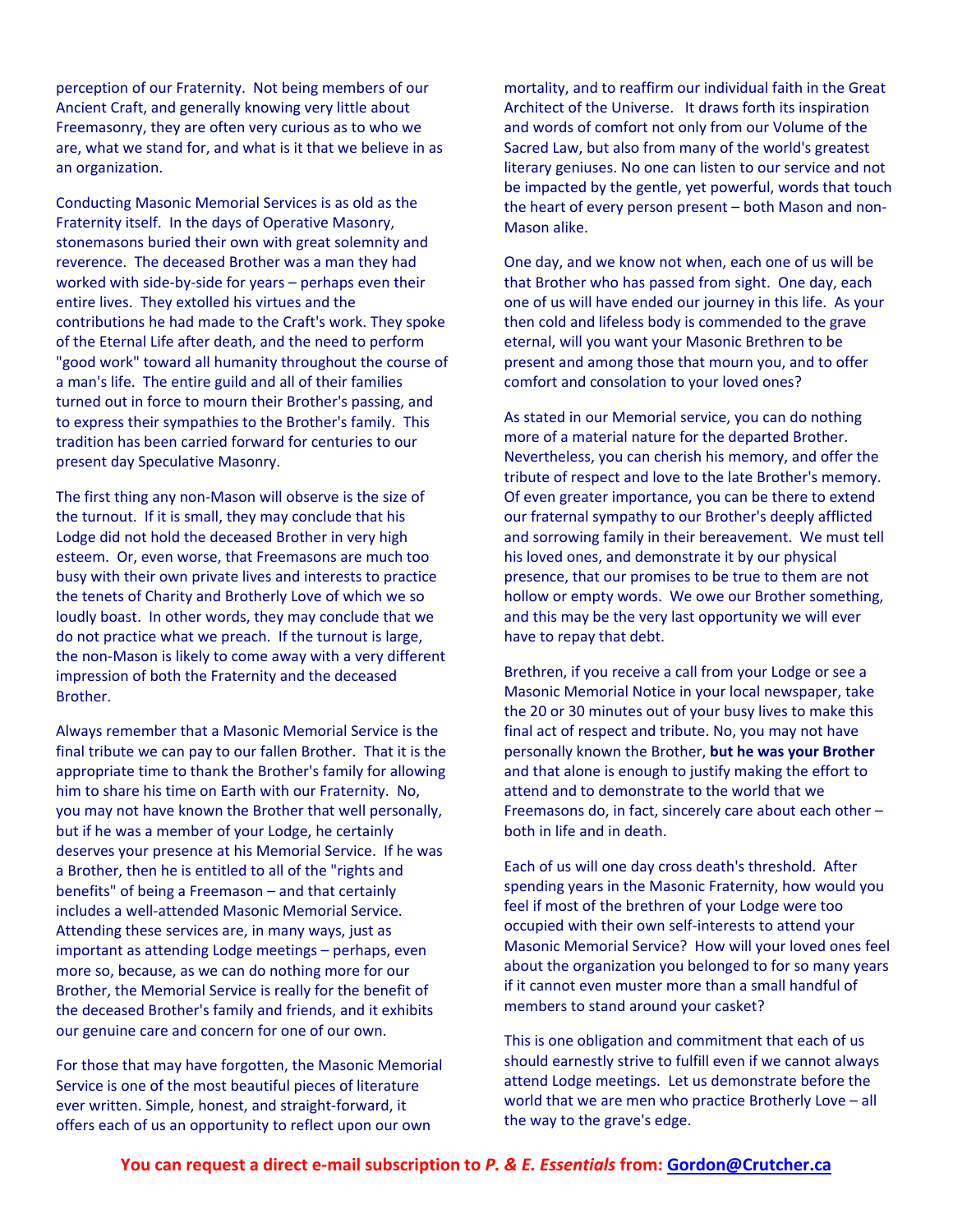perception of our Fraternity. Not being members of our Ancient Craft, and generally knowing very little about Freemasonry, they are often very curious as to who we are, what we stand for, and what is it that we believe in as an organization.

Conducting Masonic Memorial Services is as old as the Fraternity itself. In the days of Operative Masonry, stonemasons buried their own with great solemnity and reverence. The deceased Brother was a man they had worked with side-by-side for years – perhaps even their entire lives. They extolled his virtues and the contributions he had made to the Craft's work. They spoke of the Eternal Life after death, and the need to perform "good work" toward all humanity throughout the course of a man's life. The entire guild and all of their families turned out in force to mourn their Brother's passing, and to express their sympathies to the Brother's family. This tradition has been carried forward for centuries to our present day Speculative Masonry.

The first thing any non-Mason will observe is the size of the turnout. If it is small, they may conclude that his Lodge did not hold the deceased Brother in very high esteem. Or, even worse, that Freemasons are much too busy with their own private lives and interests to practice the tenets of Charity and Brotherly Love of which we so loudly boast. In other words, they may conclude that we do not practice what we preach. If the turnout is large, the non-Mason is likely to come away with a very different impression of both the Fraternity and the deceased Brother.

Always remember that a Masonic Memorial Service is the final tribute we can pay to our fallen Brother. That it is the appropriate time to thank the Brother's family for allowing him to share his time on Earth with our Fraternity. No, you may not have known the Brother that well personally, but if he was a member of your Lodge, he certainly deserves your presence at his Memorial Service. If he was a Brother, then he is entitled to all of the "rights and benefits" of being a Freemason – and that certainly includes a well-attended Masonic Memorial Service. Attending these services are, in many ways, just as important as attending Lodge meetings – perhaps, even more so, because, as we can do nothing more for our Brother, the Memorial Service is really for the benefit of the deceased Brother's family and friends, and it exhibits our genuine care and concern for one of our own.

For those that may have forgotten, the Masonic Memorial Service is one of the most beautiful pieces of literature ever written. Simple, honest, and straight-forward, it offers each of us an opportunity to reflect upon our own mortality, and to reaffirm our individual faith in the Great Architect of the Universe. It draws forth its inspiration and words of comfort not only from our Volume of the Sacred Law, but also from many of the world's greatest literary geniuses. No one can listen to our service and not be impacted by the gentle, yet powerful, words that touch the heart of every person present – both Mason and non-Mason alike.

One day, and we know not when, each one of us will be that Brother who has passed from sight. One day, each one of us will have ended our journey in this life. As your then cold and lifeless body is commended to the grave eternal, will you want your Masonic Brethren to be present and among those that mourn you, and to offer comfort and consolation to your loved ones?

As stated in our Memorial service, you can do nothing more of a material nature for the departed Brother. Nevertheless, you can cherish his memory, and offer the tribute of respect and love to the late Brother's memory. Of even greater importance, you can be there to extend our fraternal sympathy to our Brother's deeply afflicted and sorrowing family in their bereavement. We must tell his loved ones, and demonstrate it by our physical presence, that our promises to be true to them are not hollow or empty words. We owe our Brother something, and this may be the very last opportunity we will ever have to repay that debt.

Brethren, if you receive a call from your Lodge or see a Masonic Memorial Notice in your local newspaper, take the 20 or 30 minutes out of your busy lives to make this final act of respect and tribute. No, you may not have personally known the Brother, **but he was your Brother** and that alone is enough to justify making the effort to attend and to demonstrate to the world that we Freemasons do, in fact, sincerely care about each other – both in life and in death.

Each of us will one day cross death's threshold. After spending years in the Masonic Fraternity, how would you feel if most of the brethren of your Lodge were too occupied with their own self-interests to attend your Masonic Memorial Service? How will your loved ones feel about the organization you belonged to for so many years if it cannot even muster more than a small handful of members to stand around your casket?

This is one obligation and commitment that each of us should earnestly strive to fulfill even if we cannot always attend Lodge meetings. Let us demonstrate before the world that we are men who practice Brotherly Love – all the way to the grave's edge.

**You can request a direct e-mail subscription to *P. & E. Essentials* from: Gordon@Crutcher.ca**